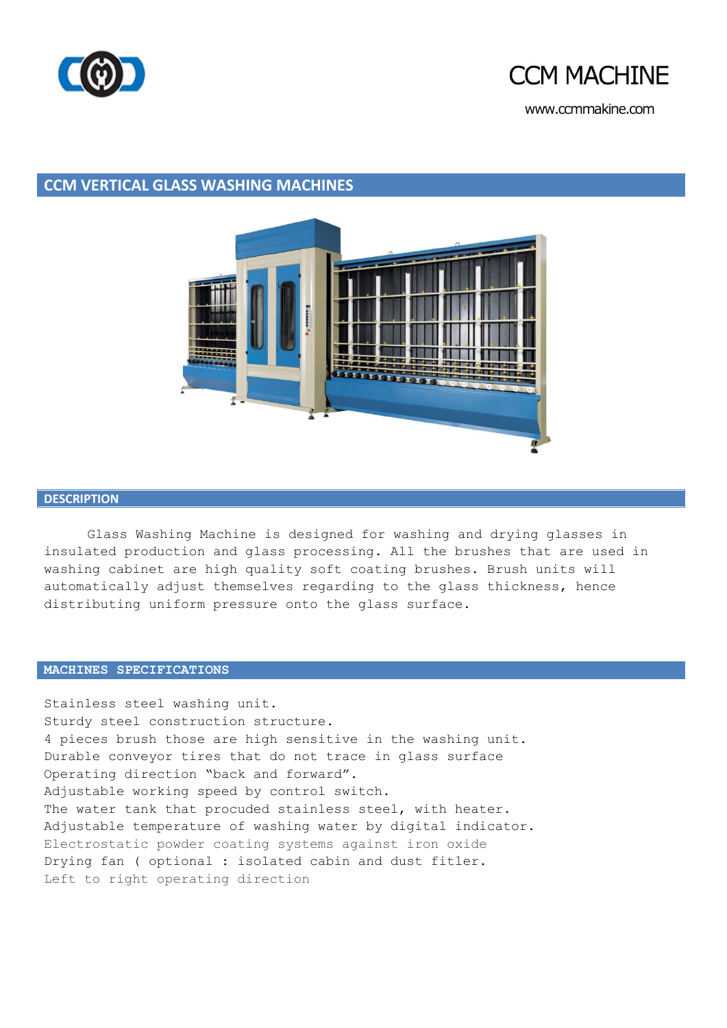CCM MACHINE

www.ccmmakine.com

## CCM VERTICAL GLASS WASHING MACHINES

### DESCRIPTION

Glass Washing Machine is designed for washing and drying glasses in insulated production and glass processing. All the brushes that are used in washing cabinet are high quality soft coating brushes. Brush units will automatically adjust themselves regarding to the glass thickness, hence distributing uniform pressure onto the glass surface.

### MACHINES SPECIFICATIONS

Stainless steel washing unit.
Sturdy steel construction structure.
4 pieces brush those are high sensitive in the washing unit.
Durable conveyor tires that do not trace in glass surface
Operating direction "back and forward".
Adjustable working speed by control switch.
The water tank that procuded stainless steel, with heater.
Adjustable temperature of washing water by digital indicator.
Electrostatic powder coating systems against iron oxide
Drying fan ( optional : isolated cabin and dust fitler.
Left to right operating direction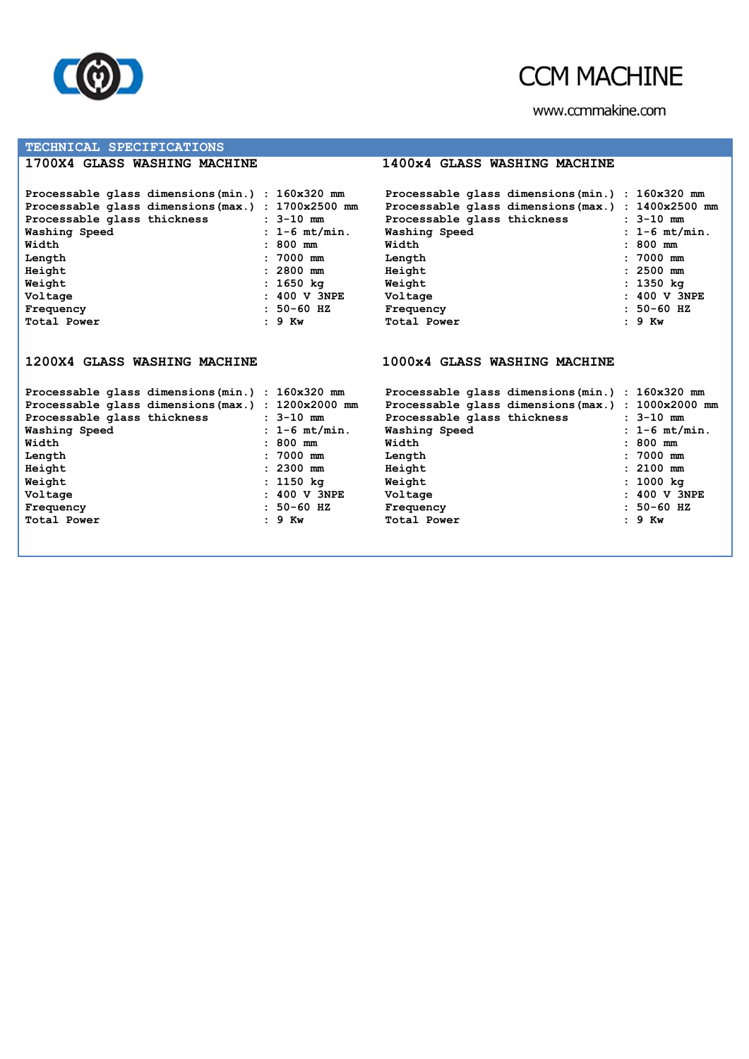# CCM MACHINE

www.ccmmakine.com

## TECHNICAL SPECIFICATIONS

### 1700X4 GLASS WASHING MACHINE

| | |
|---|---|
| Processable glass dimensions(min.) | : 160x320 mm |
| Processable glass dimensions(max.) | : 1700x2500 mm |
| Processable glass thickness | : 3-10 mm |
| Washing Speed | : 1-6 mt/min. |
| Width | : 800 mm |
| Length | : 7000 mm |
| Height | : 2800 mm |
| Weight | : 1650 kg |
| Voltage | : 400 V 3NPE |
| Frequency | : 50-60 HZ |
| Total Power | : 9 Kw |

### 1400x4 GLASS WASHING MACHINE

| | |
|---|---|
| Processable glass dimensions(min.) | : 160x320 mm |
| Processable glass dimensions(max.) | : 1400x2500 mm |
| Processable glass thickness | : 3-10 mm |
| Washing Speed | : 1-6 mt/min. |
| Width | : 800 mm |
| Length | : 7000 mm |
| Height | : 2500 mm |
| Weight | : 1350 kg |
| Voltage | : 400 V 3NPE |
| Frequency | : 50-60 HZ |
| Total Power | : 9 Kw |

### 1200X4 GLASS WASHING MACHINE

| | |
|---|---|
| Processable glass dimensions(min.) | : 160x320 mm |
| Processable glass dimensions(max.) | : 1200x2000 mm |
| Processable glass thickness | : 3-10 mm |
| Washing Speed | : 1-6 mt/min. |
| Width | : 800 mm |
| Length | : 7000 mm |
| Height | : 2300 mm |
| Weight | : 1150 kg |
| Voltage | : 400 V 3NPE |
| Frequency | : 50-60 HZ |
| Total Power | : 9 Kw |

### 1000x4 GLASS WASHING MACHINE

| | |
|---|---|
| Processable glass dimensions(min.) | : 160x320 mm |
| Processable glass dimensions(max.) | : 1000x2000 mm |
| Processable glass thickness | : 3-10 mm |
| Washing Speed | : 1-6 mt/min. |
| Width | : 800 mm |
| Length | : 7000 mm |
| Height | : 2100 mm |
| Weight | : 1000 kg |
| Voltage | : 400 V 3NPE |
| Frequency | : 50-60 HZ |
| Total Power | : 9 Kw |